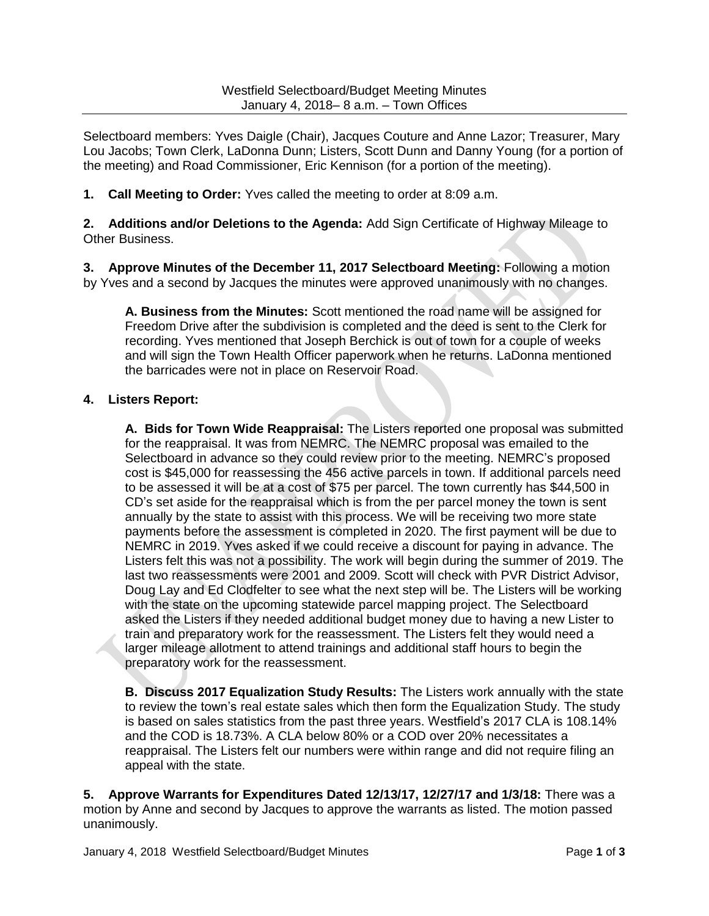Westfield Selectboard/Budget Meeting Minutes
January 4, 2018– 8 a.m. – Town Offices

Selectboard members: Yves Daigle (Chair), Jacques Couture and Anne Lazor; Treasurer, Mary Lou Jacobs; Town Clerk, LaDonna Dunn; Listers, Scott Dunn and Danny Young (for a portion of the meeting) and Road Commissioner, Eric Kennison (for a portion of the meeting).

**1. Call Meeting to Order:** Yves called the meeting to order at 8:09 a.m.

**2. Additions and/or Deletions to the Agenda:** Add Sign Certificate of Highway Mileage to Other Business.

**3. Approve Minutes of the December 11, 2017 Selectboard Meeting:** Following a motion by Yves and a second by Jacques the minutes were approved unanimously with no changes.

> **A. Business from the Minutes:** Scott mentioned the road name will be assigned for Freedom Drive after the subdivision is completed and the deed is sent to the Clerk for recording. Yves mentioned that Joseph Berchick is out of town for a couple of weeks and will sign the Town Health Officer paperwork when he returns. LaDonna mentioned the barricades were not in place on Reservoir Road.

**4. Listers Report:**

> **A. Bids for Town Wide Reappraisal:** The Listers reported one proposal was submitted for the reappraisal. It was from NEMRC. The NEMRC proposal was emailed to the Selectboard in advance so they could review prior to the meeting. NEMRC's proposed cost is $45,000 for reassessing the 456 active parcels in town. If additional parcels need to be assessed it will be at a cost of $75 per parcel. The town currently has $44,500 in CD's set aside for the reappraisal which is from the per parcel money the town is sent annually by the state to assist with this process. We will be receiving two more state payments before the assessment is completed in 2020. The first payment will be due to NEMRC in 2019. Yves asked if we could receive a discount for paying in advance. The Listers felt this was not a possibility. The work will begin during the summer of 2019. The last two reassessments were 2001 and 2009. Scott will check with PVR District Advisor, Doug Lay and Ed Clodfelter to see what the next step will be. The Listers will be working with the state on the upcoming statewide parcel mapping project. The Selectboard asked the Listers if they needed additional budget money due to having a new Lister to train and preparatory work for the reassessment. The Listers felt they would need a larger mileage allotment to attend trainings and additional staff hours to begin the preparatory work for the reassessment.

> **B. Discuss 2017 Equalization Study Results:** The Listers work annually with the state to review the town's real estate sales which then form the Equalization Study. The study is based on sales statistics from the past three years. Westfield's 2017 CLA is 108.14% and the COD is 18.73%. A CLA below 80% or a COD over 20% necessitates a reappraisal. The Listers felt our numbers were within range and did not require filing an appeal with the state.

**5. Approve Warrants for Expenditures Dated 12/13/17, 12/27/17 and 1/3/18:** There was a motion by Anne and second by Jacques to approve the warrants as listed. The motion passed unanimously.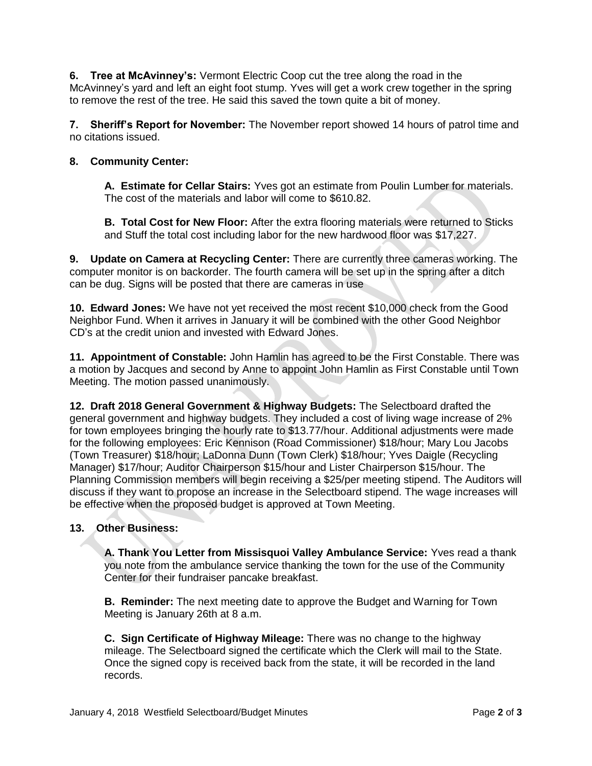**6. Tree at McAvinney's:** Vermont Electric Coop cut the tree along the road in the McAvinney's yard and left an eight foot stump. Yves will get a work crew together in the spring to remove the rest of the tree. He said this saved the town quite a bit of money.

**7. Sheriff's Report for November:** The November report showed 14 hours of patrol time and no citations issued.

**8. Community Center:**

> **A. Estimate for Cellar Stairs:** Yves got an estimate from Poulin Lumber for materials. The cost of the materials and labor will come to $610.82.
>
> **B. Total Cost for New Floor:** After the extra flooring materials were returned to Sticks and Stuff the total cost including labor for the new hardwood floor was $17,227.

**9. Update on Camera at Recycling Center:** There are currently three cameras working. The computer monitor is on backorder. The fourth camera will be set up in the spring after a ditch can be dug. Signs will be posted that there are cameras in use

**10. Edward Jones:** We have not yet received the most recent $10,000 check from the Good Neighbor Fund. When it arrives in January it will be combined with the other Good Neighbor CD's at the credit union and invested with Edward Jones.

**11. Appointment of Constable:** John Hamlin has agreed to be the First Constable. There was a motion by Jacques and second by Anne to appoint John Hamlin as First Constable until Town Meeting. The motion passed unanimously.

**12. Draft 2018 General Government & Highway Budgets:** The Selectboard drafted the general government and highway budgets. They included a cost of living wage increase of 2% for town employees bringing the hourly rate to $13.77/hour. Additional adjustments were made for the following employees: Eric Kennison (Road Commissioner) $18/hour; Mary Lou Jacobs (Town Treasurer) $18/hour; LaDonna Dunn (Town Clerk) $18/hour; Yves Daigle (Recycling Manager) $17/hour; Auditor Chairperson $15/hour and Lister Chairperson $15/hour. The Planning Commission members will begin receiving a $25/per meeting stipend. The Auditors will discuss if they want to propose an increase in the Selectboard stipend. The wage increases will be effective when the proposed budget is approved at Town Meeting.

**13. Other Business:**

> **A. Thank You Letter from Missisquoi Valley Ambulance Service:** Yves read a thank you note from the ambulance service thanking the town for the use of the Community Center for their fundraiser pancake breakfast.
>
> **B. Reminder:** The next meeting date to approve the Budget and Warning for Town Meeting is January 26th at 8 a.m.
>
> **C. Sign Certificate of Highway Mileage:** There was no change to the highway mileage. The Selectboard signed the certificate which the Clerk will mail to the State. Once the signed copy is received back from the state, it will be recorded in the land records.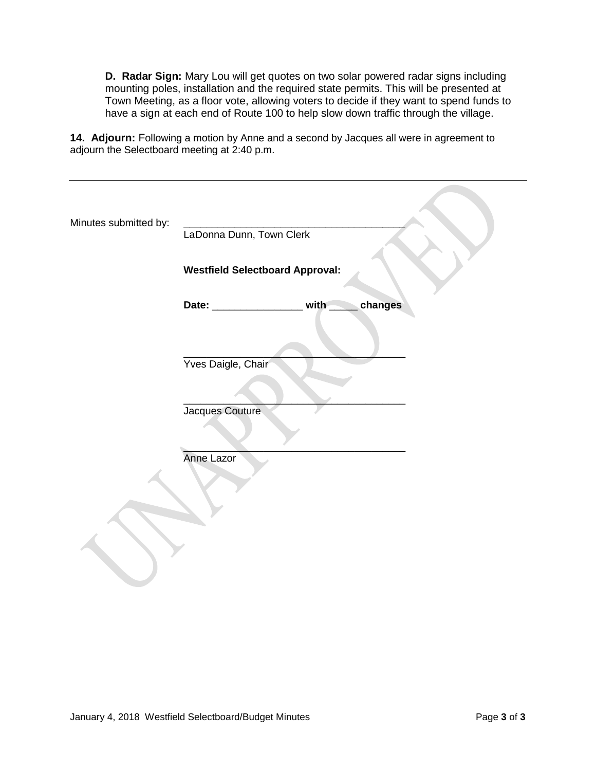**D. Radar Sign:** Mary Lou will get quotes on two solar powered radar signs including mounting poles, installation and the required state permits. This will be presented at Town Meeting, as a floor vote, allowing voters to decide if they want to spend funds to have a sign at each end of Route 100 to help slow down traffic through the village.

**14. Adjourn:** Following a motion by Anne and a second by Jacques all were in agreement to adjourn the Selectboard meeting at 2:40 p.m.

---

Minutes submitted by: ________________________________________
LaDonna Dunn, Town Clerk

**Westfield Selectboard Approval:**

**Date:** ________________ **with** _____ **changes**

________________________________________
Yves Daigle, Chair

________________________________________
Jacques Couture

________________________________________
Anne Lazor

UNAPPROVED